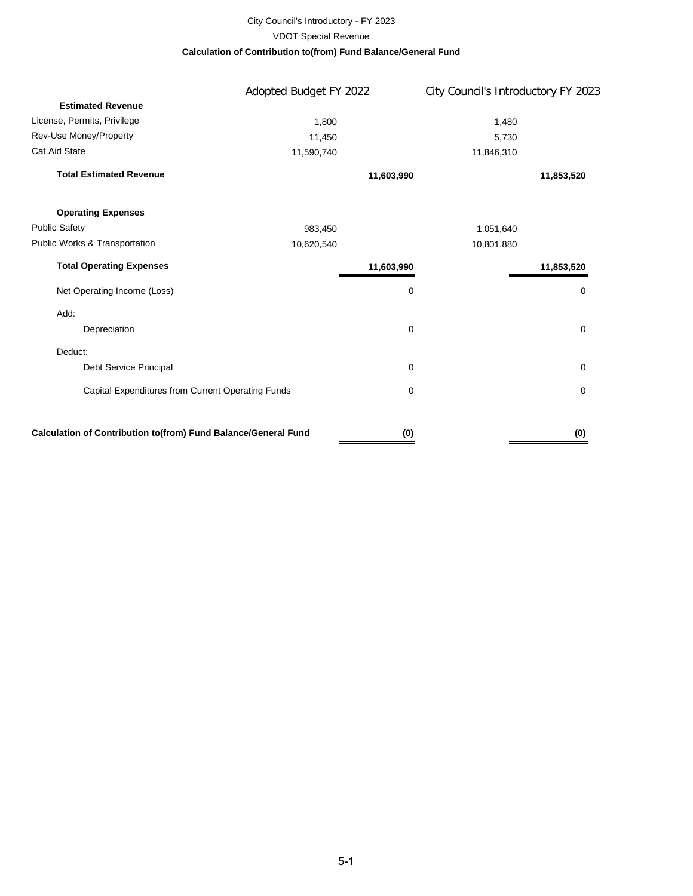City Council's Introductory - FY 2023

VDOT Special Revenue

**Calculation of Contribution to(from) Fund Balance/General Fund**

| | Adopted Budget FY 2022 | | City Council's Introductory FY 2023 | |
|---|---|---|---|---|
| **Estimated Revenue** | | | | |
| License, Permits, Privilege | 1,800 | | 1,480 | |
| Rev-Use Money/Property | 11,450 | | 5,730 | |
| Cat Aid State | 11,590,740 | | 11,846,310 | |
| **Total Estimated Revenue** | | **11,603,990** | | **11,853,520** |
| **Operating Expenses** | | | | |
| Public Safety | 983,450 | | 1,051,640 | |
| Public Works & Transportation | 10,620,540 | | 10,801,880 | |
| **Total Operating Expenses** | | **11,603,990** | | **11,853,520** |
| Net Operating Income (Loss) | | 0 | | 0 |
| Add: | | | | |
| Depreciation | | 0 | | 0 |
| Deduct: | | | | |
| Debt Service Principal | | 0 | | 0 |
| Capital Expenditures from Current Operating Funds | | 0 | | 0 |
| **Calculation of Contribution to(from) Fund Balance/General Fund** | | **(0)** | | **(0)** |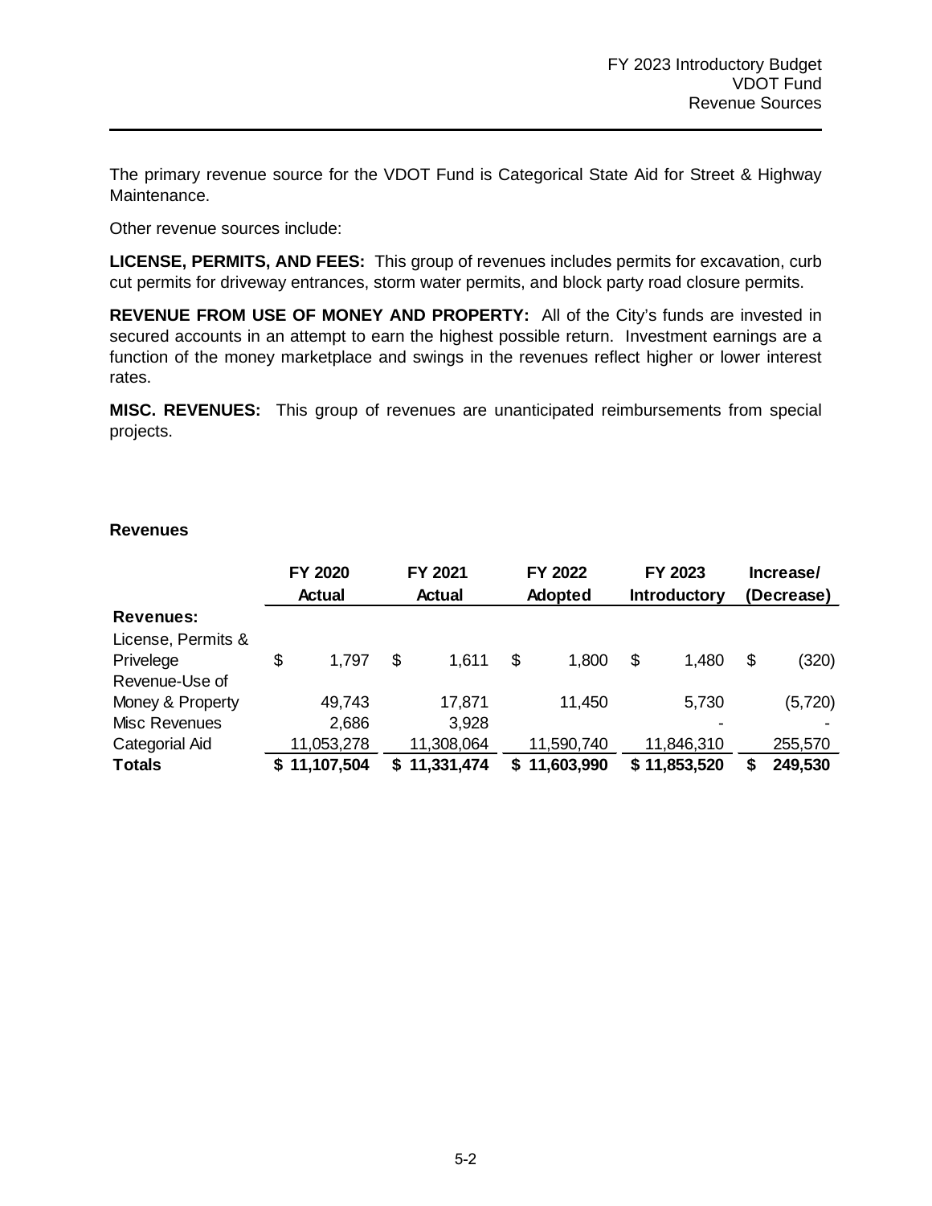The primary revenue source for the VDOT Fund is Categorical State Aid for Street & Highway Maintenance.

Other revenue sources include:

**LICENSE, PERMITS, AND FEES:** This group of revenues includes permits for excavation, curb cut permits for driveway entrances, storm water permits, and block party road closure permits.

**REVENUE FROM USE OF MONEY AND PROPERTY:** All of the City's funds are invested in secured accounts in an attempt to earn the highest possible return. Investment earnings are a function of the money marketplace and swings in the revenues reflect higher or lower interest rates.

**MISC. REVENUES:** This group of revenues are unanticipated reimbursements from special projects.

**Revenues**

| | FY 2020 Actual | FY 2021 Actual | FY 2022 Adopted | FY 2023 Introductory | Increase/ (Decrease) |
|---|---|---|---|---|---|
| **Revenues:** | | | | | |
| License, Permits & Privelege | $ 1,797 | $ 1,611 | $ 1,800 | $ 1,480 | $ (320) |
| Revenue-Use of Money & Property | 49,743 | 17,871 | 11,450 | 5,730 | (5,720) |
| Misc Revenues | 2,686 | 3,928 | | - | - |
| Categorial Aid | 11,053,278 | 11,308,064 | 11,590,740 | 11,846,310 | 255,570 |
| **Totals** | **$ 11,107,504** | **$ 11,331,474** | **$ 11,603,990** | **$ 11,853,520** | **$ 249,530** |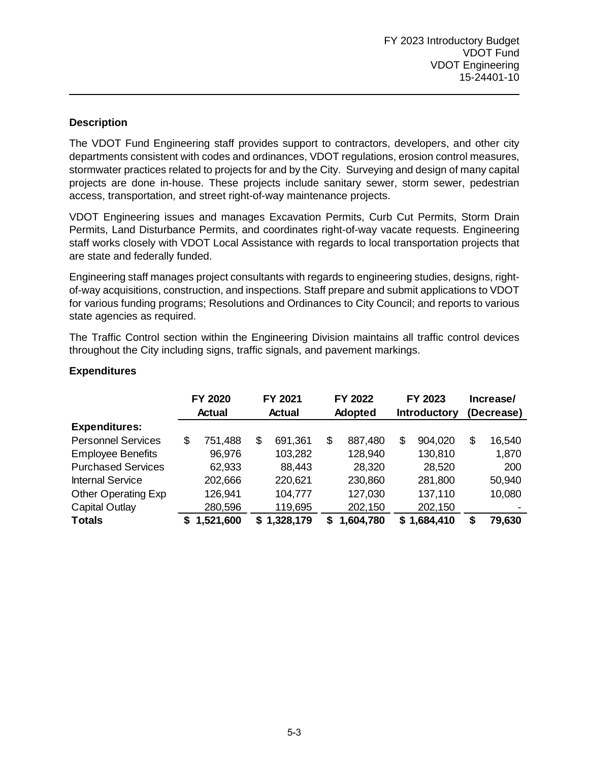FY 2023 Introductory Budget
VDOT Fund
VDOT Engineering
15-24401-10

## Description

The VDOT Fund Engineering staff provides support to contractors, developers, and other city departments consistent with codes and ordinances, VDOT regulations, erosion control measures, stormwater practices related to projects for and by the City. Surveying and design of many capital projects are done in-house. These projects include sanitary sewer, storm sewer, pedestrian access, transportation, and street right-of-way maintenance projects.

VDOT Engineering issues and manages Excavation Permits, Curb Cut Permits, Storm Drain Permits, Land Disturbance Permits, and coordinates right-of-way vacate requests. Engineering staff works closely with VDOT Local Assistance with regards to local transportation projects that are state and federally funded.

Engineering staff manages project consultants with regards to engineering studies, designs, right-of-way acquisitions, construction, and inspections. Staff prepare and submit applications to VDOT for various funding programs; Resolutions and Ordinances to City Council; and reports to various state agencies as required.

The Traffic Control section within the Engineering Division maintains all traffic control devices throughout the City including signs, traffic signals, and pavement markings.

## Expenditures

| | FY 2020 Actual | FY 2021 Actual | FY 2022 Adopted | FY 2023 Introductory | Increase/ (Decrease) |
|---|---|---|---|---|---|
| **Expenditures:** | | | | | |
| Personnel Services | $ 751,488 | $ 691,361 | $ 887,480 | $ 904,020 | $ 16,540 |
| Employee Benefits | 96,976 | 103,282 | 128,940 | 130,810 | 1,870 |
| Purchased Services | 62,933 | 88,443 | 28,320 | 28,520 | 200 |
| Internal Service | 202,666 | 220,621 | 230,860 | 281,800 | 50,940 |
| Other Operating Exp | 126,941 | 104,777 | 127,030 | 137,110 | 10,080 |
| Capital Outlay | 280,596 | 119,695 | 202,150 | 202,150 | - |
| **Totals** | **$ 1,521,600** | **$ 1,328,179** | **$ 1,604,780** | **$ 1,684,410** | **$ 79,630** |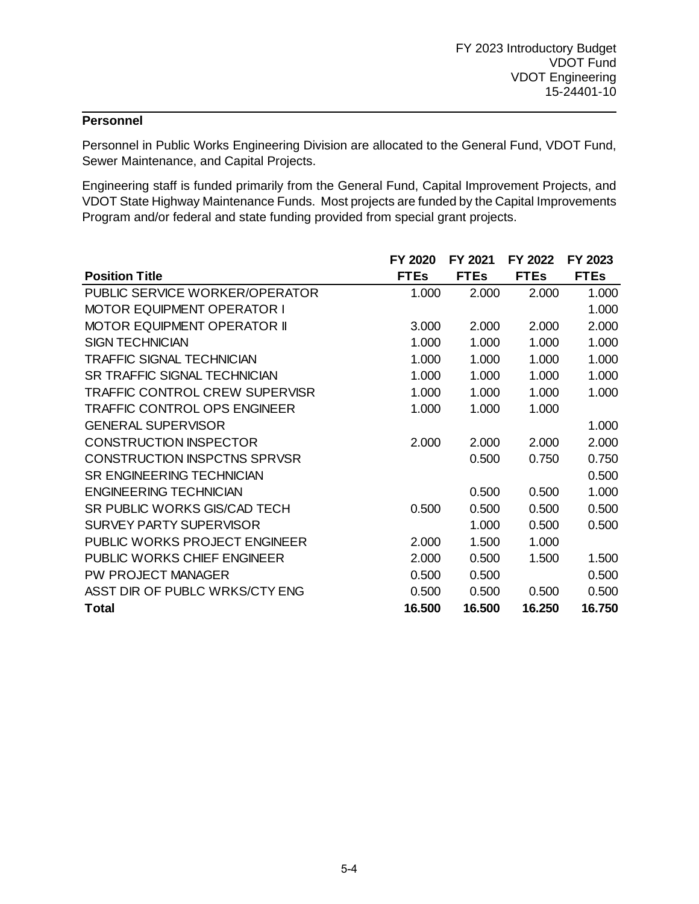FY 2023 Introductory Budget
VDOT Fund
VDOT Engineering
15-24401-10

## Personnel

Personnel in Public Works Engineering Division are allocated to the General Fund, VDOT Fund, Sewer Maintenance, and Capital Projects.

Engineering staff is funded primarily from the General Fund, Capital Improvement Projects, and VDOT State Highway Maintenance Funds. Most projects are funded by the Capital Improvements Program and/or federal and state funding provided from special grant projects.

| Position Title | FY 2020 FTEs | FY 2021 FTEs | FY 2022 FTEs | FY 2023 FTEs |
|---|---|---|---|---|
| PUBLIC SERVICE WORKER/OPERATOR | 1.000 | 2.000 | 2.000 | 1.000 |
| MOTOR EQUIPMENT OPERATOR I | | | | 1.000 |
| MOTOR EQUIPMENT OPERATOR II | 3.000 | 2.000 | 2.000 | 2.000 |
| SIGN TECHNICIAN | 1.000 | 1.000 | 1.000 | 1.000 |
| TRAFFIC SIGNAL TECHNICIAN | 1.000 | 1.000 | 1.000 | 1.000 |
| SR TRAFFIC SIGNAL TECHNICIAN | 1.000 | 1.000 | 1.000 | 1.000 |
| TRAFFIC CONTROL CREW SUPERVISR | 1.000 | 1.000 | 1.000 | 1.000 |
| TRAFFIC CONTROL OPS ENGINEER | 1.000 | 1.000 | 1.000 | |
| GENERAL SUPERVISOR | | | | 1.000 |
| CONSTRUCTION INSPECTOR | 2.000 | 2.000 | 2.000 | 2.000 |
| CONSTRUCTION INSPCTNS SPRVSR | | 0.500 | 0.750 | 0.750 |
| SR ENGINEERING TECHNICIAN | | | | 0.500 |
| ENGINEERING TECHNICIAN | | 0.500 | 0.500 | 1.000 |
| SR PUBLIC WORKS GIS/CAD TECH | 0.500 | 0.500 | 0.500 | 0.500 |
| SURVEY PARTY SUPERVISOR | | 1.000 | 0.500 | 0.500 |
| PUBLIC WORKS PROJECT ENGINEER | 2.000 | 1.500 | 1.000 | |
| PUBLIC WORKS CHIEF ENGINEER | 2.000 | 0.500 | 1.500 | 1.500 |
| PW PROJECT MANAGER | 0.500 | 0.500 | | 0.500 |
| ASST DIR OF PUBLC WRKS/CTY ENG | 0.500 | 0.500 | 0.500 | 0.500 |
| **Total** | **16.500** | **16.500** | **16.250** | **16.750** |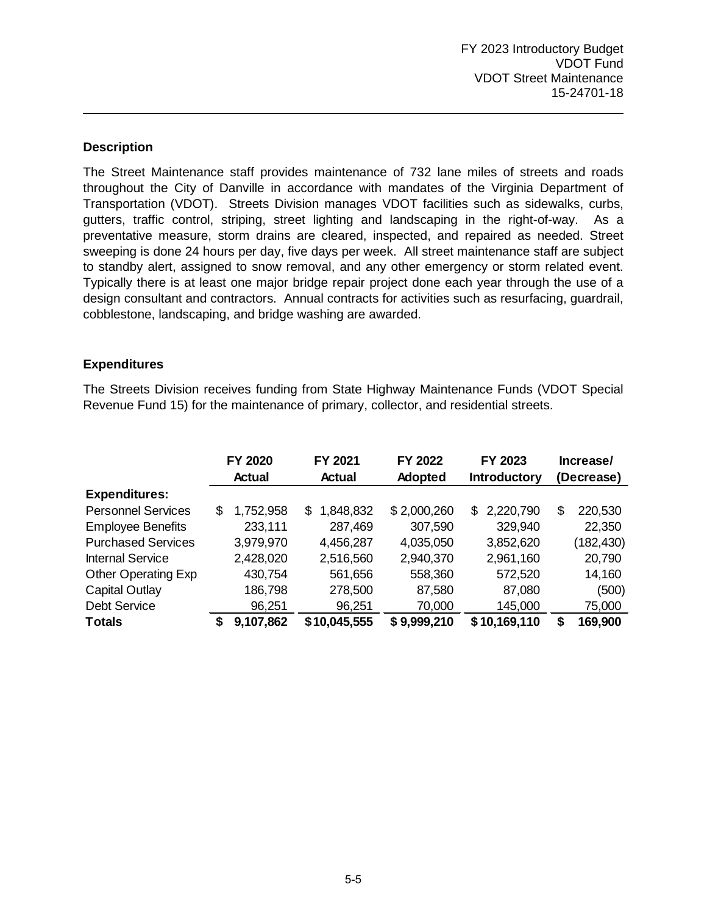FY 2023 Introductory Budget
VDOT Fund
VDOT Street Maintenance
15-24701-18

### Description

The Street Maintenance staff provides maintenance of 732 lane miles of streets and roads throughout the City of Danville in accordance with mandates of the Virginia Department of Transportation (VDOT). Streets Division manages VDOT facilities such as sidewalks, curbs, gutters, traffic control, striping, street lighting and landscaping in the right-of-way. As a preventative measure, storm drains are cleared, inspected, and repaired as needed. Street sweeping is done 24 hours per day, five days per week. All street maintenance staff are subject to standby alert, assigned to snow removal, and any other emergency or storm related event. Typically there is at least one major bridge repair project done each year through the use of a design consultant and contractors. Annual contracts for activities such as resurfacing, guardrail, cobblestone, landscaping, and bridge washing are awarded.

### Expenditures

The Streets Division receives funding from State Highway Maintenance Funds (VDOT Special Revenue Fund 15) for the maintenance of primary, collector, and residential streets.

| | FY 2020 Actual | FY 2021 Actual | FY 2022 Adopted | FY 2023 Introductory | Increase/ (Decrease) |
|---|---|---|---|---|---|
| **Expenditures:** | | | | | |
| Personnel Services | $ 1,752,958 | $ 1,848,832 | $ 2,000,260 | $ 2,220,790 | $ 220,530 |
| Employee Benefits | 233,111 | 287,469 | 307,590 | 329,940 | 22,350 |
| Purchased Services | 3,979,970 | 4,456,287 | 4,035,050 | 3,852,620 | (182,430) |
| Internal Service | 2,428,020 | 2,516,560 | 2,940,370 | 2,961,160 | 20,790 |
| Other Operating Exp | 430,754 | 561,656 | 558,360 | 572,520 | 14,160 |
| Capital Outlay | 186,798 | 278,500 | 87,580 | 87,080 | (500) |
| Debt Service | 96,251 | 96,251 | 70,000 | 145,000 | 75,000 |
| **Totals** | **$ 9,107,862** | **$10,045,555** | **$ 9,999,210** | **$10,169,110** | **$ 169,900** |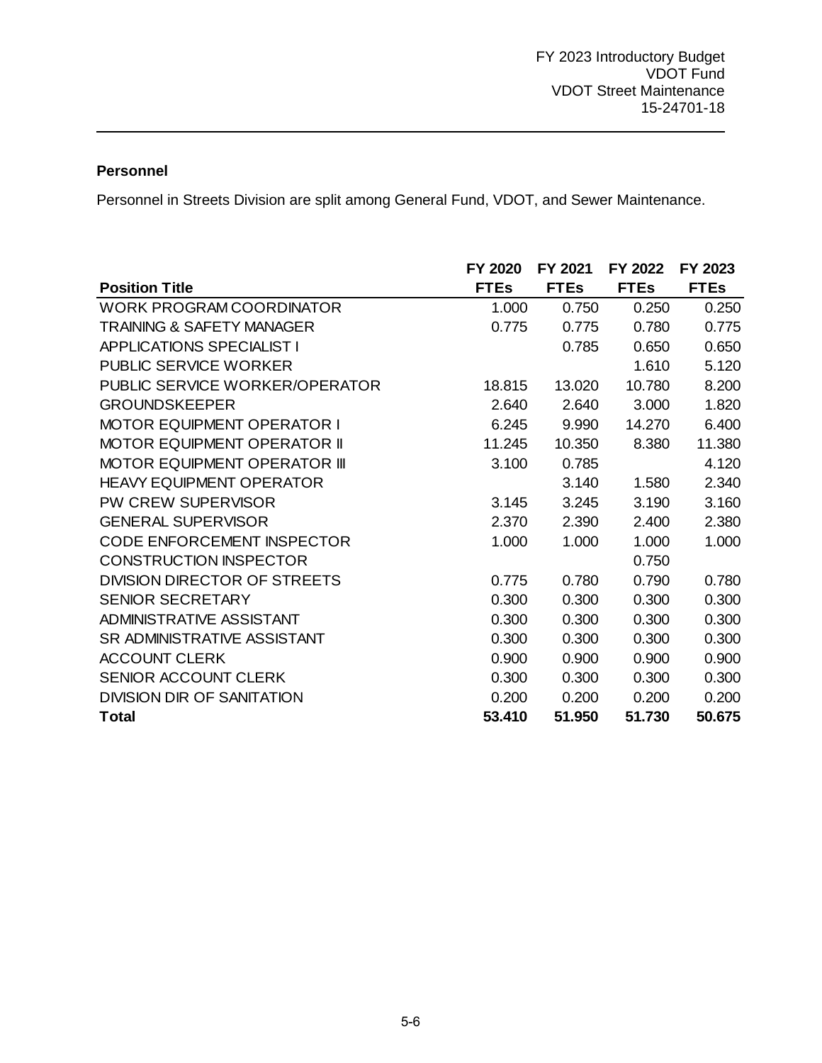FY 2023 Introductory Budget
VDOT Fund
VDOT Street Maintenance
15-24701-18

### Personnel

Personnel in Streets Division are split among General Fund, VDOT, and Sewer Maintenance.

| Position Title | FY 2020 FTEs | FY 2021 FTEs | FY 2022 FTEs | FY 2023 FTEs |
|---|---|---|---|---|
| WORK PROGRAM COORDINATOR | 1.000 | 0.750 | 0.250 | 0.250 |
| TRAINING & SAFETY MANAGER | 0.775 | 0.775 | 0.780 | 0.775 |
| APPLICATIONS SPECIALIST I | | 0.785 | 0.650 | 0.650 |
| PUBLIC SERVICE WORKER | | | 1.610 | 5.120 |
| PUBLIC SERVICE WORKER/OPERATOR | 18.815 | 13.020 | 10.780 | 8.200 |
| GROUNDSKEEPER | 2.640 | 2.640 | 3.000 | 1.820 |
| MOTOR EQUIPMENT OPERATOR I | 6.245 | 9.990 | 14.270 | 6.400 |
| MOTOR EQUIPMENT OPERATOR II | 11.245 | 10.350 | 8.380 | 11.380 |
| MOTOR EQUIPMENT OPERATOR III | 3.100 | 0.785 | | 4.120 |
| HEAVY EQUIPMENT OPERATOR | | 3.140 | 1.580 | 2.340 |
| PW CREW SUPERVISOR | 3.145 | 3.245 | 3.190 | 3.160 |
| GENERAL SUPERVISOR | 2.370 | 2.390 | 2.400 | 2.380 |
| CODE ENFORCEMENT INSPECTOR | 1.000 | 1.000 | 1.000 | 1.000 |
| CONSTRUCTION INSPECTOR | | | 0.750 | |
| DIVISION DIRECTOR OF STREETS | 0.775 | 0.780 | 0.790 | 0.780 |
| SENIOR SECRETARY | 0.300 | 0.300 | 0.300 | 0.300 |
| ADMINISTRATIVE ASSISTANT | 0.300 | 0.300 | 0.300 | 0.300 |
| SR ADMINISTRATIVE ASSISTANT | 0.300 | 0.300 | 0.300 | 0.300 |
| ACCOUNT CLERK | 0.900 | 0.900 | 0.900 | 0.900 |
| SENIOR ACCOUNT CLERK | 0.300 | 0.300 | 0.300 | 0.300 |
| DIVISION DIR OF SANITATION | 0.200 | 0.200 | 0.200 | 0.200 |
| **Total** | **53.410** | **51.950** | **51.730** | **50.675** |